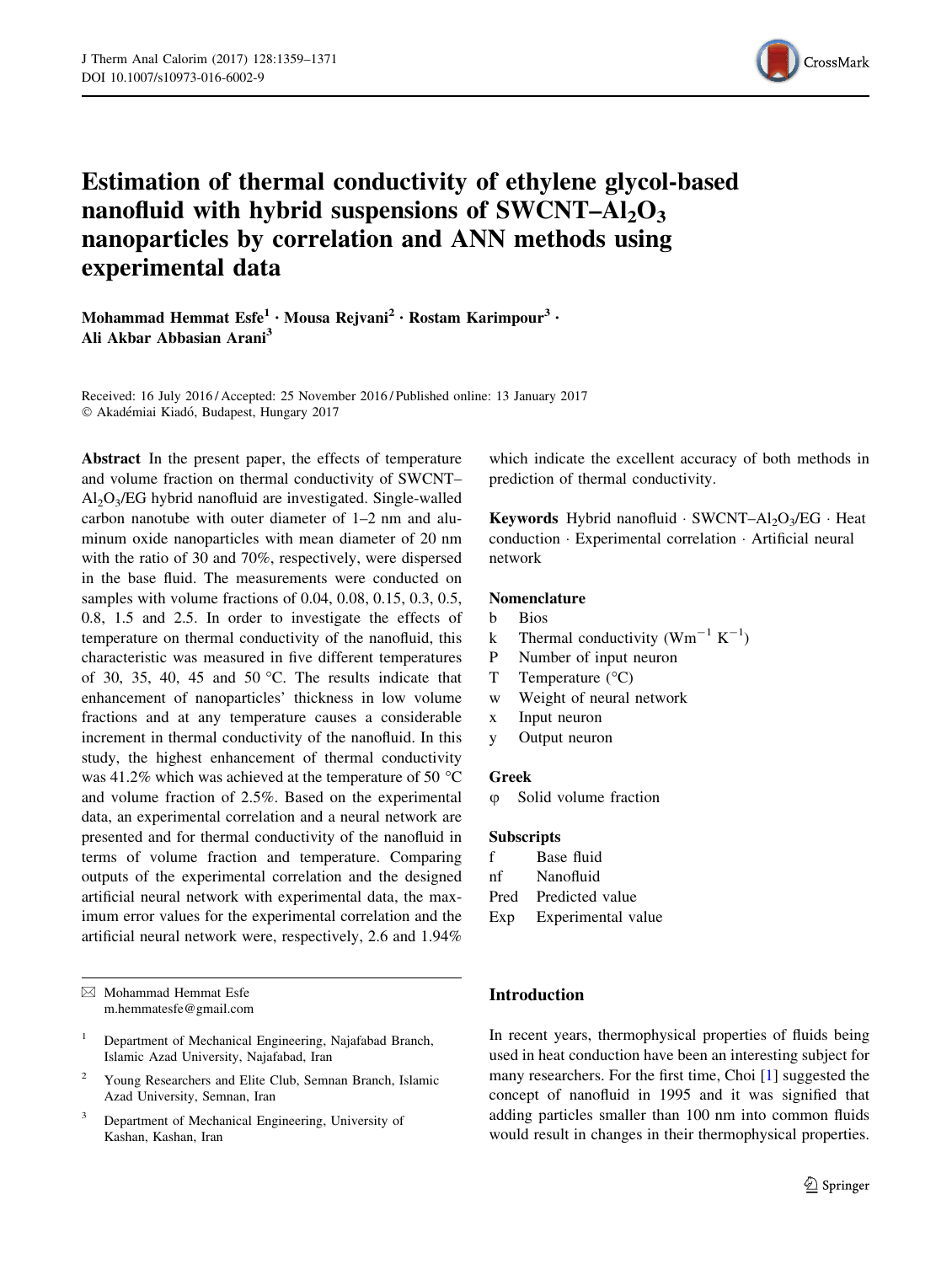# Estimation of thermal conductivity of ethylene glycol-based nanofluid with hybrid suspensions of SWCNT–$Al_2O_3$ nanoparticles by correlation and ANN methods using experimental data

**Mohammad Hemmat Esfe[1] · Mousa Rejvani[2] · Rostam Karimpour[3] · Ali Akbar Abbasian Arani[3]**

Received: 16 July 2016 / Accepted: 25 November 2016 / Published online: 13 January 2017
© Akadémiai Kiadó, Budapest, Hungary 2017

**Abstract** In the present paper, the effects of temperature and volume fraction on thermal conductivity of SWCNT–$Al_2O_3$/EG hybrid nanofluid are investigated. Single-walled carbon nanotube with outer diameter of 1–2 nm and aluminum oxide nanoparticles with mean diameter of 20 nm with the ratio of 30 and 70%, respectively, were dispersed in the base fluid. The measurements were conducted on samples with volume fractions of 0.04, 0.08, 0.15, 0.3, 0.5, 0.8, 1.5 and 2.5. In order to investigate the effects of temperature on thermal conductivity of the nanofluid, this characteristic was measured in five different temperatures of 30, 35, 40, 45 and 50 °C. The results indicate that enhancement of nanoparticles' thickness in low volume fractions and at any temperature causes a considerable increment in thermal conductivity of the nanofluid. In this study, the highest enhancement of thermal conductivity was 41.2% which was achieved at the temperature of 50 °C and volume fraction of 2.5%. Based on the experimental data, an experimental correlation and a neural network are presented and for thermal conductivity of the nanofluid in terms of volume fraction and temperature. Comparing outputs of the experimental correlation and the designed artificial neural network with experimental data, the maximum error values for the experimental correlation and the artificial neural network were, respectively, 2.6 and 1.94% which indicate the excellent accuracy of both methods in prediction of thermal conductivity.

**Keywords** Hybrid nanofluid · SWCNT–$Al_2O_3$/EG · Heat conduction · Experimental correlation · Artificial neural network

**Nomenclature**

- b Bios
- k Thermal conductivity ($Wm^{-1}\ K^{-1}$)
- P Number of input neuron
- T Temperature (°C)
- w Weight of neural network
- x Input neuron
- y Output neuron

**Greek**

- $\varphi$ Solid volume fraction

**Subscripts**

- f Base fluid
- nf Nanofluid
- Pred Predicted value
- Exp Experimental value

✉ Mohammad Hemmat Esfe
m.hemmatesfe@gmail.com

[1] Department of Mechanical Engineering, Najafabad Branch, Islamic Azad University, Najafabad, Iran

[2] Young Researchers and Elite Club, Semnan Branch, Islamic Azad University, Semnan, Iran

[3] Department of Mechanical Engineering, University of Kashan, Kashan, Iran

## Introduction

In recent years, thermophysical properties of fluids being used in heat conduction have been an interesting subject for many researchers. For the first time, Choi [1] suggested the concept of nanofluid in 1995 and it was signified that adding particles smaller than 100 nm into common fluids would result in changes in their thermophysical properties.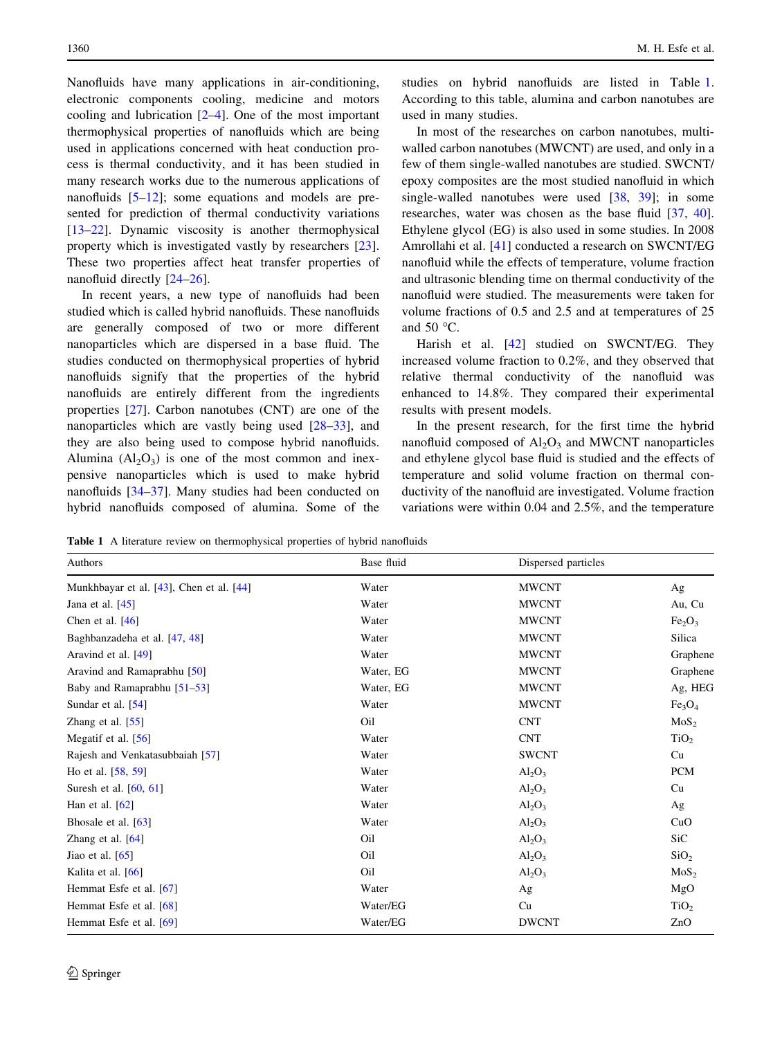Nanofluids have many applications in air-conditioning, electronic components cooling, medicine and motors cooling and lubrication [2–4]. One of the most important thermophysical properties of nanofluids which are being used in applications concerned with heat conduction process is thermal conductivity, and it has been studied in many research works due to the numerous applications of nanofluids [5–12]; some equations and models are presented for prediction of thermal conductivity variations [13–22]. Dynamic viscosity is another thermophysical property which is investigated vastly by researchers [23]. These two properties affect heat transfer properties of nanofluid directly [24–26].

In recent years, a new type of nanofluids had been studied which is called hybrid nanofluids. These nanofluids are generally composed of two or more different nanoparticles which are dispersed in a base fluid. The studies conducted on thermophysical properties of hybrid nanofluids signify that the properties of the hybrid nanofluids are entirely different from the ingredients properties [27]. Carbon nanotubes (CNT) are one of the nanoparticles which are vastly being used [28–33], and they are also being used to compose hybrid nanofluids. Alumina ($Al_2O_3$) is one of the most common and inexpensive nanoparticles which is used to make hybrid nanofluids [34–37]. Many studies had been conducted on hybrid nanofluids composed of alumina. Some of the studies on hybrid nanofluids are listed in Table 1. According to this table, alumina and carbon nanotubes are used in many studies.

In most of the researches on carbon nanotubes, multi-walled carbon nanotubes (MWCNT) are used, and only in a few of them single-walled nanotubes are studied. SWCNT/epoxy composites are the most studied nanofluid in which single-walled nanotubes were used [38, 39]; in some researches, water was chosen as the base fluid [37, 40]. Ethylene glycol (EG) is also used in some studies. In 2008 Amrollahi et al. [41] conducted a research on SWCNT/EG nanofluid while the effects of temperature, volume fraction and ultrasonic blending time on thermal conductivity of the nanofluid were studied. The measurements were taken for volume fractions of 0.5 and 2.5 and at temperatures of 25 and 50 °C.

Harish et al. [42] studied on SWCNT/EG. They increased volume fraction to 0.2%, and they observed that relative thermal conductivity of the nanofluid was enhanced to 14.8%. They compared their experimental results with present models.

In the present research, for the first time the hybrid nanofluid composed of $Al_2O_3$ and MWCNT nanoparticles and ethylene glycol base fluid is studied and the effects of temperature and solid volume fraction on thermal conductivity of the nanofluid are investigated. Volume fraction variations were within 0.04 and 2.5%, and the temperature

**Table 1** A literature review on thermophysical properties of hybrid nanofluids

| Authors | Base fluid | Dispersed particles | |
|---|---|---|---|
| Munkhbayar et al. [43], Chen et al. [44] | Water | MWCNT | Ag |
| Jana et al. [45] | Water | MWCNT | Au, Cu |
| Chen et al. [46] | Water | MWCNT | $Fe_2O_3$ |
| Baghbanzadeha et al. [47, 48] | Water | MWCNT | Silica |
| Aravind et al. [49] | Water | MWCNT | Graphene |
| Aravind and Ramaprabhu [50] | Water, EG | MWCNT | Graphene |
| Baby and Ramaprabhu [51–53] | Water, EG | MWCNT | Ag, HEG |
| Sundar et al. [54] | Water | MWCNT | $Fe_3O_4$ |
| Zhang et al. [55] | Oil | CNT | $MoS_2$ |
| Megatif et al. [56] | Water | CNT | $TiO_2$ |
| Rajesh and Venkatasubbaiah [57] | Water | SWCNT | Cu |
| Ho et al. [58, 59] | Water | $Al_2O_3$ | PCM |
| Suresh et al. [60, 61] | Water | $Al_2O_3$ | Cu |
| Han et al. [62] | Water | $Al_2O_3$ | Ag |
| Bhosale et al. [63] | Water | $Al_2O_3$ | CuO |
| Zhang et al. [64] | Oil | $Al_2O_3$ | SiC |
| Jiao et al. [65] | Oil | $Al_2O_3$ | $SiO_2$ |
| Kalita et al. [66] | Oil | $Al_2O_3$ | $MoS_2$ |
| Hemmat Esfe et al. [67] | Water | Ag | MgO |
| Hemmat Esfe et al. [68] | Water/EG | Cu | $TiO_2$ |
| Hemmat Esfe et al. [69] | Water/EG | DWCNT | ZnO |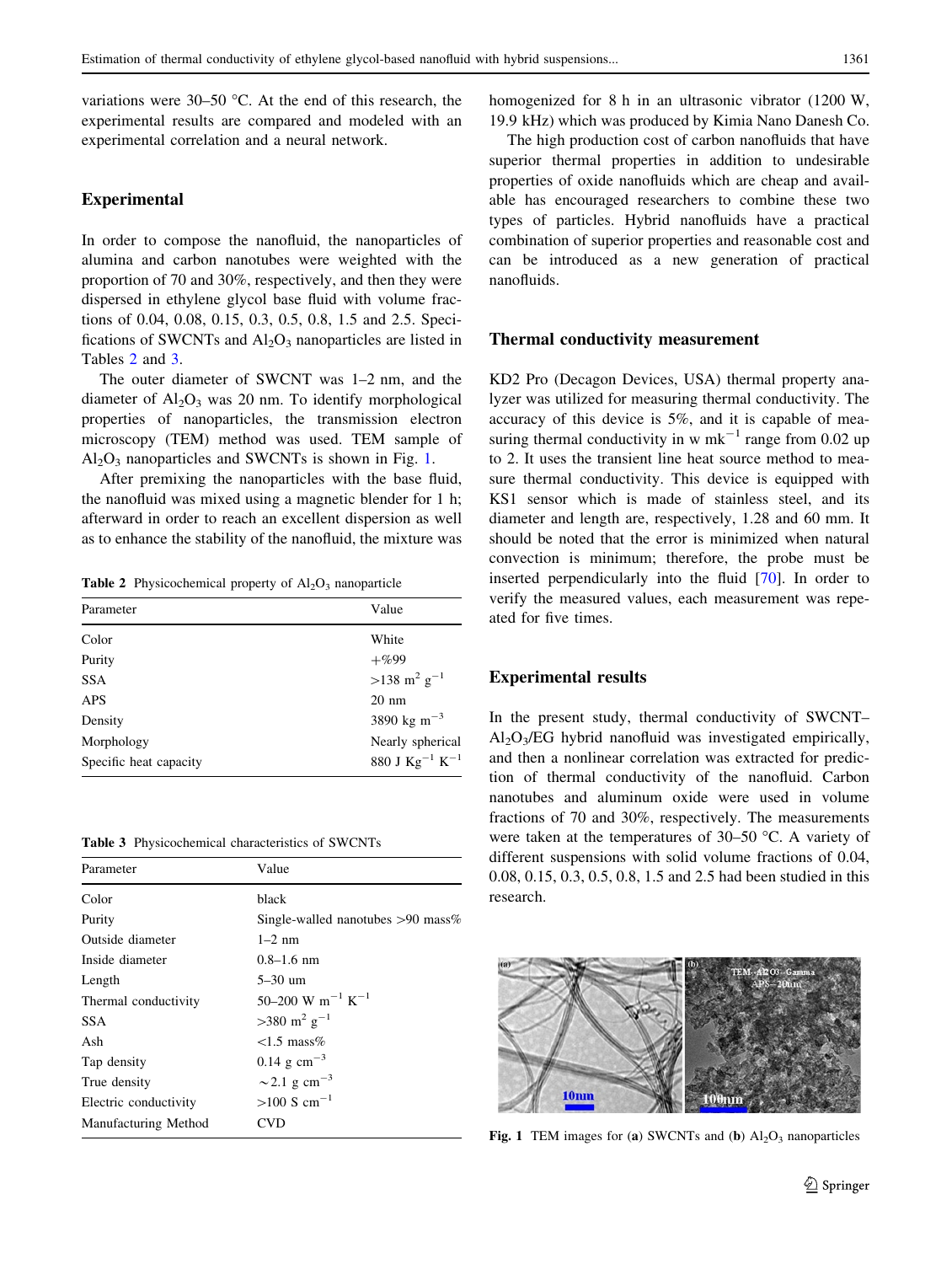variations were 30–50 °C. At the end of this research, the experimental results are compared and modeled with an experimental correlation and a neural network.

## Experimental

In order to compose the nanofluid, the nanoparticles of alumina and carbon nanotubes were weighted with the proportion of 70 and 30%, respectively, and then they were dispersed in ethylene glycol base fluid with volume fractions of 0.04, 0.08, 0.15, 0.3, 0.5, 0.8, 1.5 and 2.5. Specifications of SWCNTs and $Al_2O_3$ nanoparticles are listed in Tables 2 and 3.

The outer diameter of SWCNT was 1–2 nm, and the diameter of $Al_2O_3$ was 20 nm. To identify morphological properties of nanoparticles, the transmission electron microscopy (TEM) method was used. TEM sample of $Al_2O_3$ nanoparticles and SWCNTs is shown in Fig. 1.

After premixing the nanoparticles with the base fluid, the nanofluid was mixed using a magnetic blender for 1 h; afterward in order to reach an excellent dispersion as well as to enhance the stability of the nanofluid, the mixture was homogenized for 8 h in an ultrasonic vibrator (1200 W, 19.9 kHz) which was produced by Kimia Nano Danesh Co.

The high production cost of carbon nanofluids that have superior thermal properties in addition to undesirable properties of oxide nanofluids which are cheap and available has encouraged researchers to combine these two types of particles. Hybrid nanofluids have a practical combination of superior properties and reasonable cost and can be introduced as a new generation of practical nanofluids.

**Table 2** Physicochemical property of $Al_2O_3$ nanoparticle

| Parameter | Value |
|---|---|
| Color | White |
| Purity | +%99 |
| SSA | >138 $m^2\ g^{-1}$ |
| APS | 20 nm |
| Density | 3890 kg $m^{-3}$ |
| Morphology | Nearly spherical |
| Specific heat capacity | 880 J $Kg^{-1}\ K^{-1}$ |

**Table 3** Physicochemical characteristics of SWCNTs

| Parameter | Value |
|---|---|
| Color | black |
| Purity | Single-walled nanotubes >90 mass% |
| Outside diameter | 1–2 nm |
| Inside diameter | 0.8–1.6 nm |
| Length | 5–30 um |
| Thermal conductivity | 50–200 W $m^{-1}\ K^{-1}$ |
| SSA | >380 $m^2\ g^{-1}$ |
| Ash | <1.5 mass% |
| Tap density | 0.14 g $cm^{-3}$ |
| True density | ~2.1 g $cm^{-3}$ |
| Electric conductivity | >100 S $cm^{-1}$ |
| Manufacturing Method | CVD |

## Thermal conductivity measurement

KD2 Pro (Decagon Devices, USA) thermal property analyzer was utilized for measuring thermal conductivity. The accuracy of this device is 5%, and it is capable of measuring thermal conductivity in w $mk^{-1}$ range from 0.02 up to 2. It uses the transient line heat source method to measure thermal conductivity. This device is equipped with KS1 sensor which is made of stainless steel, and its diameter and length are, respectively, 1.28 and 60 mm. It should be noted that the error is minimized when natural convection is minimum; therefore, the probe must be inserted perpendicularly into the fluid [70]. In order to verify the measured values, each measurement was repeated for five times.

## Experimental results

In the present study, thermal conductivity of SWCNT–$Al_2O_3$/EG hybrid nanofluid was investigated empirically, and then a nonlinear correlation was extracted for prediction of thermal conductivity of the nanofluid. Carbon nanotubes and aluminum oxide were used in volume fractions of 70 and 30%, respectively. The measurements were taken at the temperatures of 30–50 °C. A variety of different suspensions with solid volume fractions of 0.04, 0.08, 0.15, 0.3, 0.5, 0.8, 1.5 and 2.5 had been studied in this research.

(a) 10nm
(b) TEM–Al2O3–Gamma APS–20nm 100nm

**Fig. 1** TEM images for (**a**) SWCNTs and (**b**) $Al_2O_3$ nanoparticles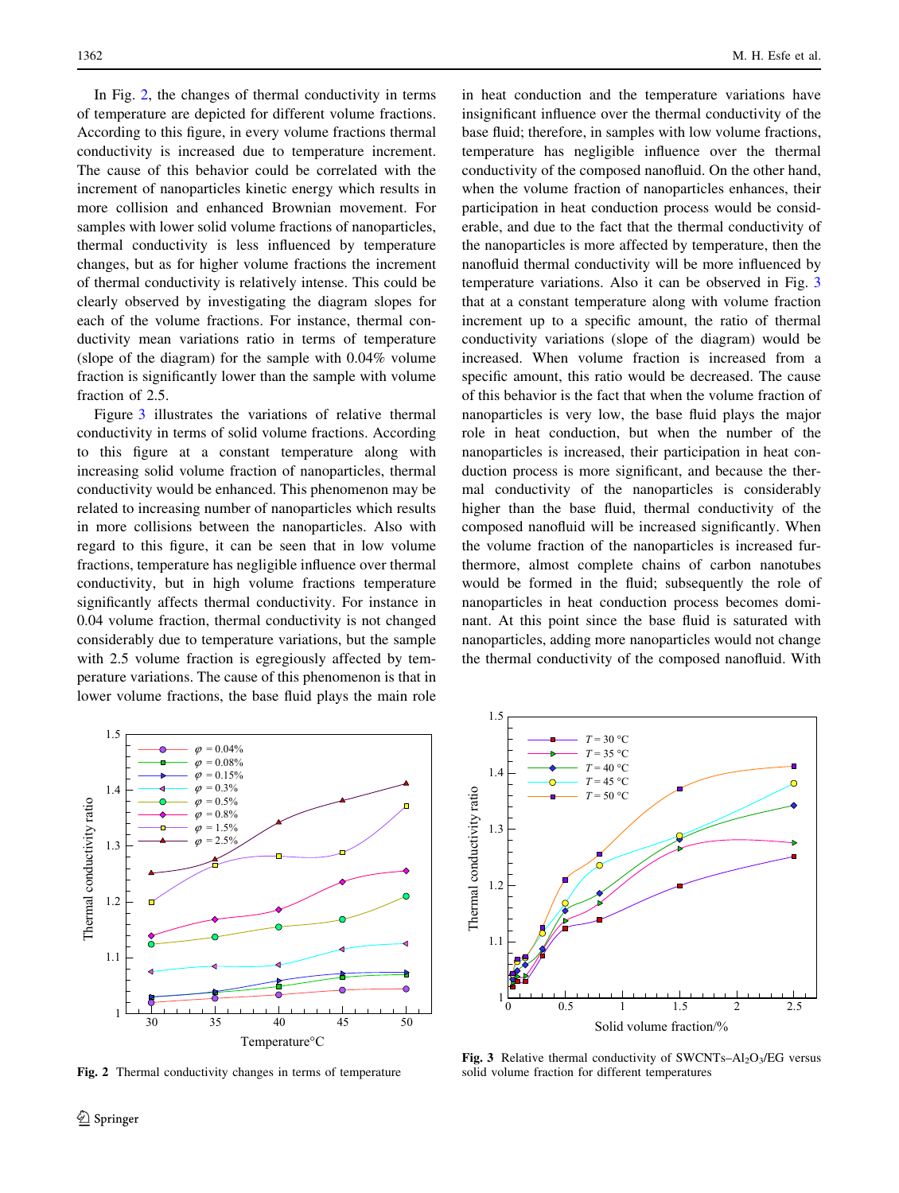In Fig. 2, the changes of thermal conductivity in terms of temperature are depicted for different volume fractions. According to this figure, in every volume fractions thermal conductivity is increased due to temperature increment. The cause of this behavior could be correlated with the increment of nanoparticles kinetic energy which results in more collision and enhanced Brownian movement. For samples with lower solid volume fractions of nanoparticles, thermal conductivity is less influenced by temperature changes, but as for higher volume fractions the increment of thermal conductivity is relatively intense. This could be clearly observed by investigating the diagram slopes for each of the volume fractions. For instance, thermal conductivity mean variations ratio in terms of temperature (slope of the diagram) for the sample with 0.04% volume fraction is significantly lower than the sample with volume fraction of 2.5.

Figure 3 illustrates the variations of relative thermal conductivity in terms of solid volume fractions. According to this figure at a constant temperature along with increasing solid volume fraction of nanoparticles, thermal conductivity would be enhanced. This phenomenon may be related to increasing number of nanoparticles which results in more collisions between the nanoparticles. Also with regard to this figure, it can be seen that in low volume fractions, temperature has negligible influence over thermal conductivity, but in high volume fractions temperature significantly affects thermal conductivity. For instance in 0.04 volume fraction, thermal conductivity is not changed considerably due to temperature variations, but the sample with 2.5 volume fraction is egregiously affected by temperature variations. The cause of this phenomenon is that in lower volume fractions, the base fluid plays the main role in heat conduction and the temperature variations have insignificant influence over the thermal conductivity of the base fluid; therefore, in samples with low volume fractions, temperature has negligible influence over the thermal conductivity of the composed nanofluid. On the other hand, when the volume fraction of nanoparticles enhances, their participation in heat conduction process would be considerable, and due to the fact that the thermal conductivity of the nanoparticles is more affected by temperature, then the nanofluid thermal conductivity will be more influenced by temperature variations. Also it can be observed in Fig. 3 that at a constant temperature along with volume fraction increment up to a specific amount, the ratio of thermal conductivity variations (slope of the diagram) would be increased. When volume fraction is increased from a specific amount, this ratio would be decreased. The cause of this behavior is the fact that when the volume fraction of nanoparticles is very low, the base fluid plays the major role in heat conduction, but when the number of the nanoparticles is increased, their participation in heat conduction process is more significant, and because the thermal conductivity of the nanoparticles is considerably higher than the base fluid, thermal conductivity of the composed nanofluid will be increased significantly. When the volume fraction of the nanoparticles is increased furthermore, almost complete chains of carbon nanotubes would be formed in the fluid; subsequently the role of nanoparticles in heat conduction process becomes dominant. At this point since the base fluid is saturated with nanoparticles, adding more nanoparticles would not change the thermal conductivity of the composed nanofluid. With

Thermal conductivity ratio
1.5
1.4
1.3
1.2
1.1
1
30
35
40
45
50
Temperature°C
$\varphi$ = 0.04%
$\varphi$ = 0.08%
$\varphi$ = 0.15%
$\varphi$ = 0.3%
$\varphi$ = 0.5%
$\varphi$ = 0.8%
$\varphi$ = 1.5%
$\varphi$ = 2.5%

**Fig. 2** Thermal conductivity changes in terms of temperature

Thermal conductivity ratio
1.5
1.4
1.3
1.2
1.1
1
0
0.5
1
1.5
2
2.5
Solid volume fraction/%
$T$ = 30 °C
$T$ = 35 °C
$T$ = 40 °C
$T$ = 45 °C
$T$ = 50 °C

**Fig. 3** Relative thermal conductivity of SWCNTs–$Al_2O_3$/EG versus solid volume fraction for different temperatures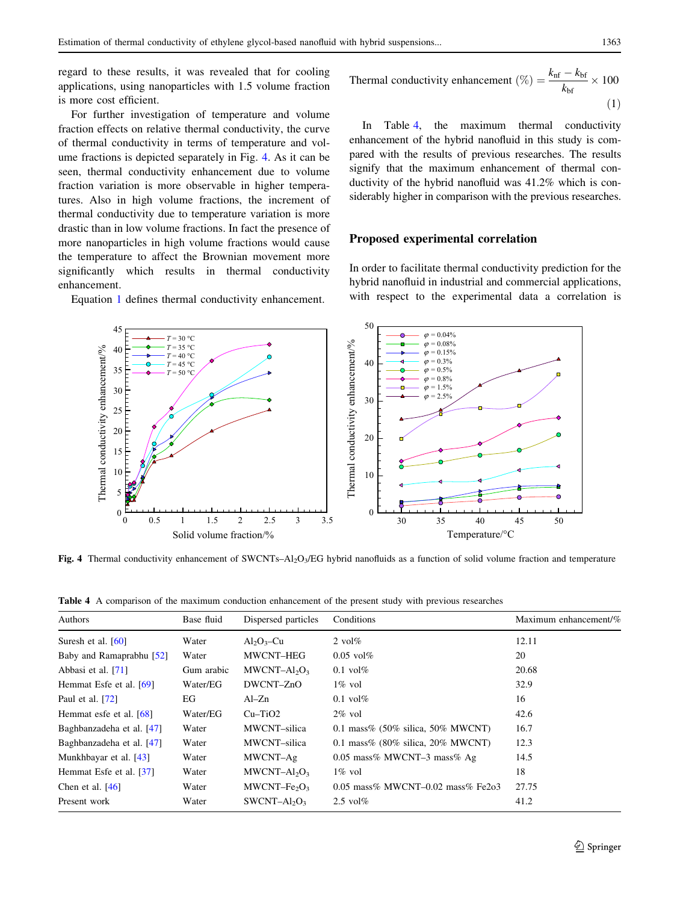regard to these results, it was revealed that for cooling applications, using nanoparticles with 1.5 volume fraction is more cost efficient.

For further investigation of temperature and volume fraction effects on relative thermal conductivity, the curve of thermal conductivity in terms of temperature and volume fractions is depicted separately in Fig. 4. As it can be seen, thermal conductivity enhancement due to volume fraction variation is more observable in higher temperatures. Also in high volume fractions, the increment of thermal conductivity due to temperature variation is more drastic than in low volume fractions. In fact the presence of more nanoparticles in high volume fractions would cause the temperature to affect the Brownian movement more significantly which results in thermal conductivity enhancement.

Equation 1 defines thermal conductivity enhancement.

$$\text{Thermal conductivity enhancement } (\%) = \frac{k_{nf} - k_{bf}}{k_{bf}} \times 100 \quad (1)$$

In Table 4, the maximum thermal conductivity enhancement of the hybrid nanofluid in this study is compared with the results of previous researches. The results signify that the maximum enhancement of thermal conductivity of the hybrid nanofluid was 41.2% which is considerably higher in comparison with the previous researches.

## Proposed experimental correlation

In order to facilitate thermal conductivity prediction for the hybrid nanofluid in industrial and commercial applications, with respect to the experimental data a correlation is

Thermal conductivity enhancement/%
$T$ = 30 °C
$T$ = 35 °C
$T$ = 40 °C
$T$ = 45 °C
$T$ = 50 °C
Solid volume fraction/%

Thermal conductivity enhancement/%
$\varphi$ = 0.04%
$\varphi$ = 0.08%
$\varphi$ = 0.15%
$\varphi$ = 0.3%
$\varphi$ = 0.5%
$\varphi$ = 0.8%
$\varphi$ = 1.5%
$\varphi$ = 2.5%
Temperature/°C

**Fig. 4** Thermal conductivity enhancement of SWCNTs–$Al_2O_3$/EG hybrid nanofluids as a function of solid volume fraction and temperature

**Table 4** A comparison of the maximum conduction enhancement of the present study with previous researches

| Authors | Base fluid | Dispersed particles | Conditions | Maximum enhancement/% |
|---|---|---|---|---|
| Suresh et al. [60] | Water | $Al_2O_3$–Cu | 2 vol% | 12.11 |
| Baby and Ramaprabhu [52] | Water | MWCNT–HEG | 0.05 vol% | 20 |
| Abbasi et al. [71] | Gum arabic | MWCNT–$Al_2O_3$ | 0.1 vol% | 20.68 |
| Hemmat Esfe et al. [69] | Water/EG | DWCNT–ZnO | 1% vol | 32.9 |
| Paul et al. [72] | EG | Al–Zn | 0.1 vol% | 16 |
| Hemmat esfe et al. [68] | Water/EG | Cu–TiO2 | 2% vol | 42.6 |
| Baghbanzadeha et al. [47] | Water | MWCNT–silica | 0.1 mass% (50% silica, 50% MWCNT) | 16.7 |
| Baghbanzadeha et al. [47] | Water | MWCNT–silica | 0.1 mass% (80% silica, 20% MWCNT) | 12.3 |
| Munkhbayar et al. [43] | Water | MWCNT–Ag | 0.05 mass% MWCNT–3 mass% Ag | 14.5 |
| Hemmat Esfe et al. [37] | Water | MWCNT–$Al_2O_3$ | 1% vol | 18 |
| Chen et al. [46] | Water | MWCNT–$Fe_2O_3$ | 0.05 mass% MWCNT–0.02 mass% Fe2o3 | 27.75 |
| Present work | Water | SWCNT–$Al_2O_3$ | 2.5 vol% | 41.2 |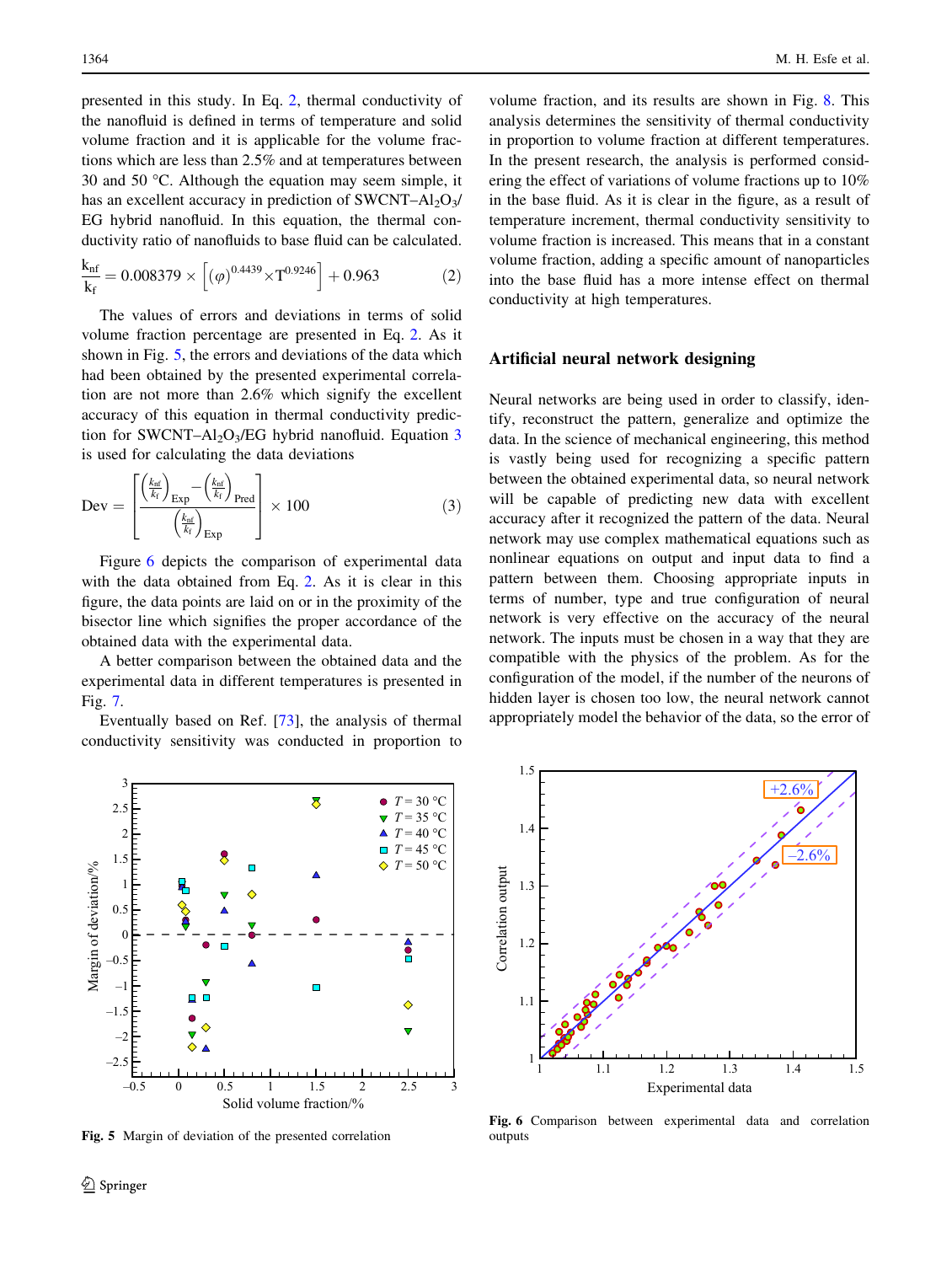presented in this study. In Eq. 2, thermal conductivity of the nanofluid is defined in terms of temperature and solid volume fraction and it is applicable for the volume fractions which are less than 2.5% and at temperatures between 30 and 50 °C. Although the equation may seem simple, it has an excellent accuracy in prediction of SWCNT–$Al_2O_3$/EG hybrid nanofluid. In this equation, the thermal conductivity ratio of nanofluids to base fluid can be calculated.

$$\frac{k_{nf}}{k_f} = 0.008379 \times \left[(\varphi)^{0.4439} \times T^{0.9246}\right] + 0.963 \tag{2}$$

The values of errors and deviations in terms of solid volume fraction percentage are presented in Eq. 2. As it is shown in Fig. 5, the errors and deviations of the data which had been obtained by the presented experimental correlation are not more than 2.6% which signify the excellent accuracy of this equation in thermal conductivity prediction for SWCNT–$Al_2O_3$/EG hybrid nanofluid. Equation 3 is used for calculating the data deviations

$$\text{Dev} = \left[\frac{\left(\frac{k_{nf}}{k_f}\right)_{Exp} - \left(\frac{k_{nf}}{k_f}\right)_{Pred}}{\left(\frac{k_{nf}}{k_f}\right)_{Exp}}\right] \times 100 \tag{3}$$

Figure 6 depicts the comparison of experimental data with the data obtained from Eq. 2. As it is clear in this figure, the data points are laid on or in the proximity of the bisector line which signifies the proper accordance of the obtained data with the experimental data.

A better comparison between the obtained data and the experimental data in different temperatures is presented in Fig. 7.

Eventually based on Ref. [73], the analysis of thermal conductivity sensitivity was conducted in proportion to volume fraction, and its results are shown in Fig. 8. This analysis determines the sensitivity of thermal conductivity in proportion to volume fraction at different temperatures. In the present research, the analysis is performed considering the effect of variations of volume fractions up to 10% in the base fluid. As it is clear in the figure, as a result of temperature increment, thermal conductivity sensitivity to volume fraction is increased. This means that in a constant volume fraction, adding a specific amount of nanoparticles into the base fluid has a more intense effect on thermal conductivity at high temperatures.

## Artificial neural network designing

Neural networks are being used in order to classify, identify, reconstruct the pattern, generalize and optimize the data. In the science of mechanical engineering, this method is vastly being used for recognizing a specific pattern between the obtained experimental data, so neural network will be capable of predicting new data with excellent accuracy after it recognized the pattern of the data. Neural network may use complex mathematical equations such as nonlinear equations on output and input data to find a pattern between them. Choosing appropriate inputs in terms of number, type and true configuration of neural network is very effective on the accuracy of the neural network. The inputs must be chosen in a way that they are compatible with the physics of the problem. As for the configuration of the model, if the number of the neurons of hidden layer is chosen too low, the neural network cannot appropriately model the behavior of the data, so the error of

Margin of deviation/%
Solid volume fraction/%
T = 30 °C
T = 35 °C
T = 40 °C
T = 45 °C
T = 50 °C
3
2.5
2
1.5
1
0.5
0
−0.5
−1
−1.5
−2
−2.5
−0.5
0
0.5
1
1.5
2
2.5
3

Fig. 5 Margin of deviation of the presented correlation

Correlation output
Experimental data
+2.6%
−2.6%
1
1.1
1.2
1.3
1.4
1.5

Fig. 6 Comparison between experimental data and correlation outputs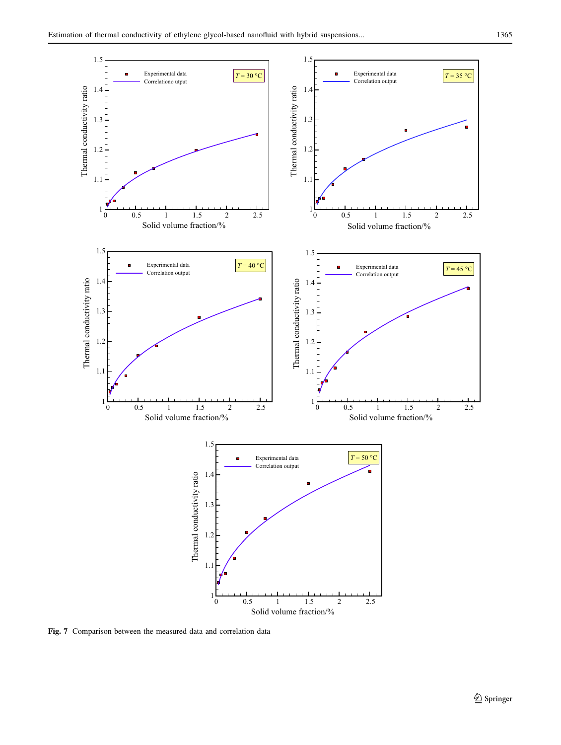Experimental data
Correlationo utput
$T = 30$ °C
Thermal conductivity ratio
Solid volume fraction/%
1.5
1.4
1.3
1.2
1.1
1
0 0.5 1 1.5 2 2.5

Experimental data
Correlation output
$T = 35$ °C
Thermal conductivity ratio
Solid volume fraction/%
1.5
1.4
1.3
1.2
1.1
1
0 0.5 1 1.5 2 2.5

Experimental data
Correlation output
$T = 40$ °C
Thermal conductivity ratio
Solid volume fraction/%
1.5
1.4
1.3
1.2
1.1
1
0 0.5 1 1.5 2 2.5

Experimental data
Correlation output
$T = 45$ °C
Thermal conductivity ratio
Solid volume fraction/%
1.5
1.4
1.3
1.2
1.1
1
0 0.5 1 1.5 2 2.5

Experimental data
Correlation output
$T = 50$ °C
Thermal conductivity ratio
Solid volume fraction/%
1.5
1.4
1.3
1.2
1.1
1
0 0.5 1 1.5 2 2.5

**Fig. 7** Comparison between the measured data and correlation data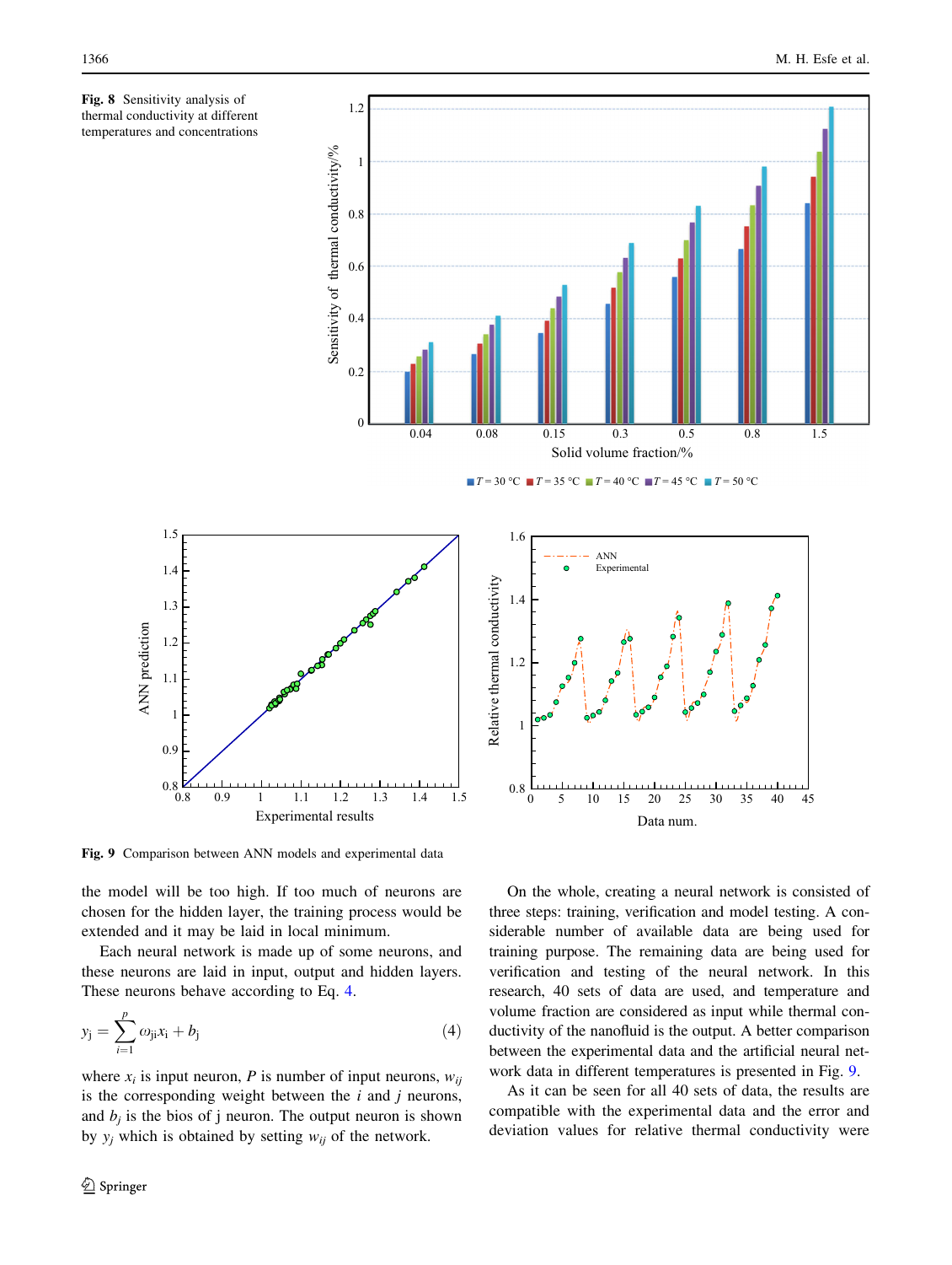**Fig. 8** Sensitivity analysis of thermal conductivity at different temperatures and concentrations

Sensitivity of thermal conductivity/%

1.2
1
0.8
0.6
0.4
0.2
0

0.04 0.08 0.15 0.3 0.5 0.8 1.5

Solid volume fraction/%

T = 30 °C T = 35 °C T = 40 °C T = 45 °C T = 50 °C

ANN prediction

1.5
1.4
1.3
1.2
1.1
1
0.9
0.8

0.8 0.9 1 1.1 1.2 1.3 1.4 1.5

Experimental results

Relative thermal conductivity

1.6
1.4
1.2
1
0.8

0 5 10 15 20 25 30 35 40 45

Data num.

ANN
Experimental

**Fig. 9** Comparison between ANN models and experimental data

the model will be too high. If too much of neurons are chosen for the hidden layer, the training process would be extended and it may be laid in local minimum.

Each neural network is made up of some neurons, and these neurons are laid in input, output and hidden layers. These neurons behave according to Eq. 4.

$$y_j = \sum_{i=1}^{p} \omega_{ji} x_i + b_j \tag{4}$$

where $x_i$ is input neuron, $P$ is number of input neurons, $w_{ij}$ is the corresponding weight between the $i$ and $j$ neurons, and $b_j$ is the bios of j neuron. The output neuron is shown by $y_j$ which is obtained by setting $w_{ij}$ of the network.

On the whole, creating a neural network is consisted of three steps: training, verification and model testing. A considerable number of available data are being used for training purpose. The remaining data are being used for verification and testing of the neural network. In this research, 40 sets of data are used, and temperature and volume fraction are considered as input while thermal conductivity of the nanofluid is the output. A better comparison between the experimental data and the artificial neural network data in different temperatures is presented in Fig. 9.

As it can be seen for all 40 sets of data, the results are compatible with the experimental data and the error and deviation values for relative thermal conductivity were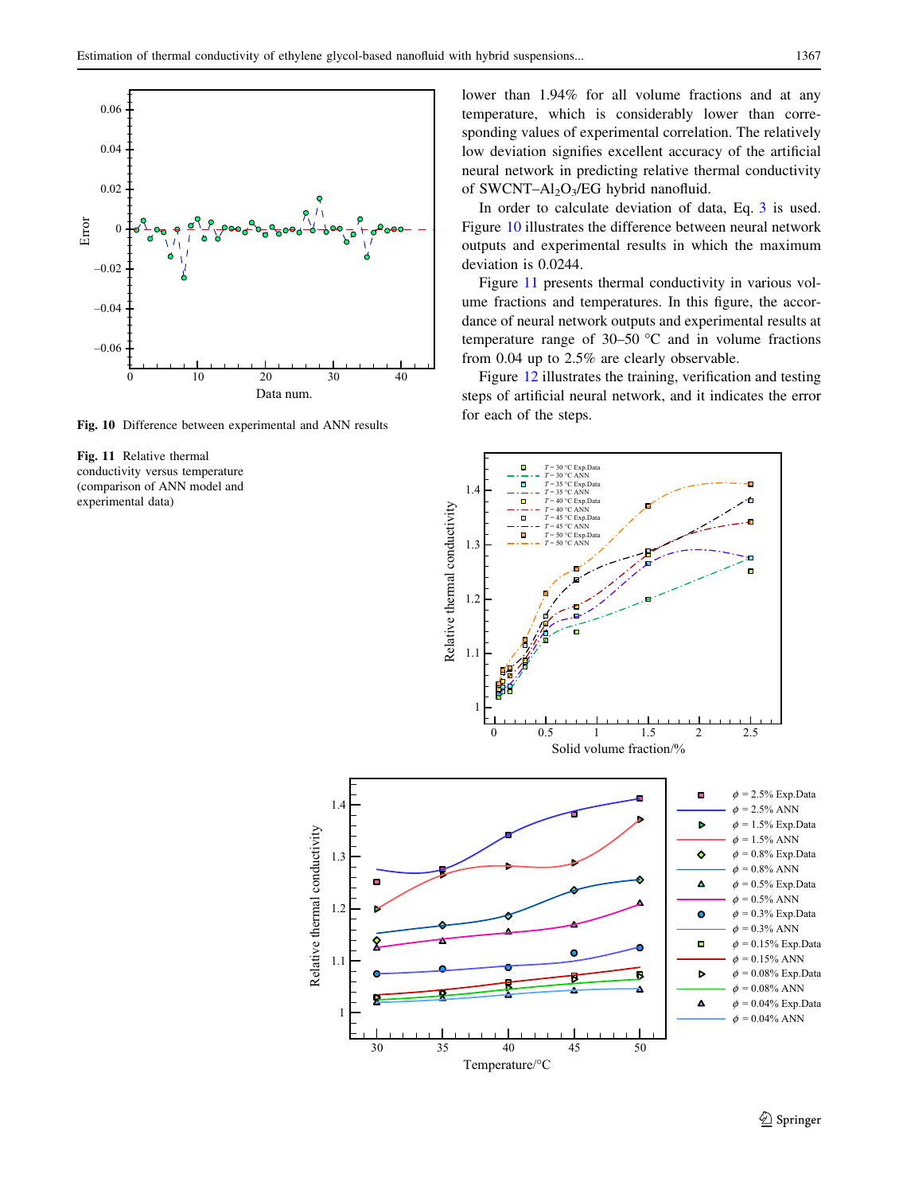0.06
0.04
0.02
0
−0.02
−0.04
−0.06
Error
0
10
20
30
40
Data num.

**Fig. 10** Difference between experimental and ANN results

**Fig. 11** Relative thermal conductivity versus temperature (comparison of ANN model and experimental data)

lower than 1.94% for all volume fractions and at any temperature, which is considerably lower than corresponding values of experimental correlation. The relatively low deviation signifies excellent accuracy of the artificial neural network in predicting relative thermal conductivity of SWCNT–$Al_2O_3$/EG hybrid nanofluid.

In order to calculate deviation of data, Eq. 3 is used. Figure 10 illustrates the difference between neural network outputs and experimental results in which the maximum deviation is 0.0244.

Figure 11 presents thermal conductivity in various volume fractions and temperatures. In this figure, the accordance of neural network outputs and experimental results at temperature range of 30–50 °C and in volume fractions from 0.04 up to 2.5% are clearly observable.

Figure 12 illustrates the training, verification and testing steps of artificial neural network, and it indicates the error for each of the steps.

T = 30 °C Exp.Data
T = 30 °C ANN
T = 35 °C Exp.Data
T = 35 °C ANN
T = 40 °C Exp.Data
T = 40 °C ANN
T = 45 °C Exp.Data
T = 45 °C ANN
T = 50 °C Exp.Data
T = 50 °C ANN
Relative thermal conductivity
1
1.1
1.2
1.3
1.4
0
0.5
1
1.5
2
2.5
Solid volume fraction/%

Relative thermal conductivity
1
1.1
1.2
1.3
1.4
30
35
40
45
50
Temperature/°C
$\phi$ = 2.5% Exp.Data
$\phi$ = 2.5% ANN
$\phi$ = 1.5% Exp.Data
$\phi$ = 1.5% ANN
$\phi$ = 0.8% Exp.Data
$\phi$ = 0.8% ANN
$\phi$ = 0.5% Exp.Data
$\phi$ = 0.5% ANN
$\phi$ = 0.3% Exp.Data
$\phi$ = 0.3% ANN
$\phi$ = 0.15% Exp.Data
$\phi$ = 0.15% ANN
$\phi$ = 0.08% Exp.Data
$\phi$ = 0.08% ANN
$\phi$ = 0.04% Exp.Data
$\phi$ = 0.04% ANN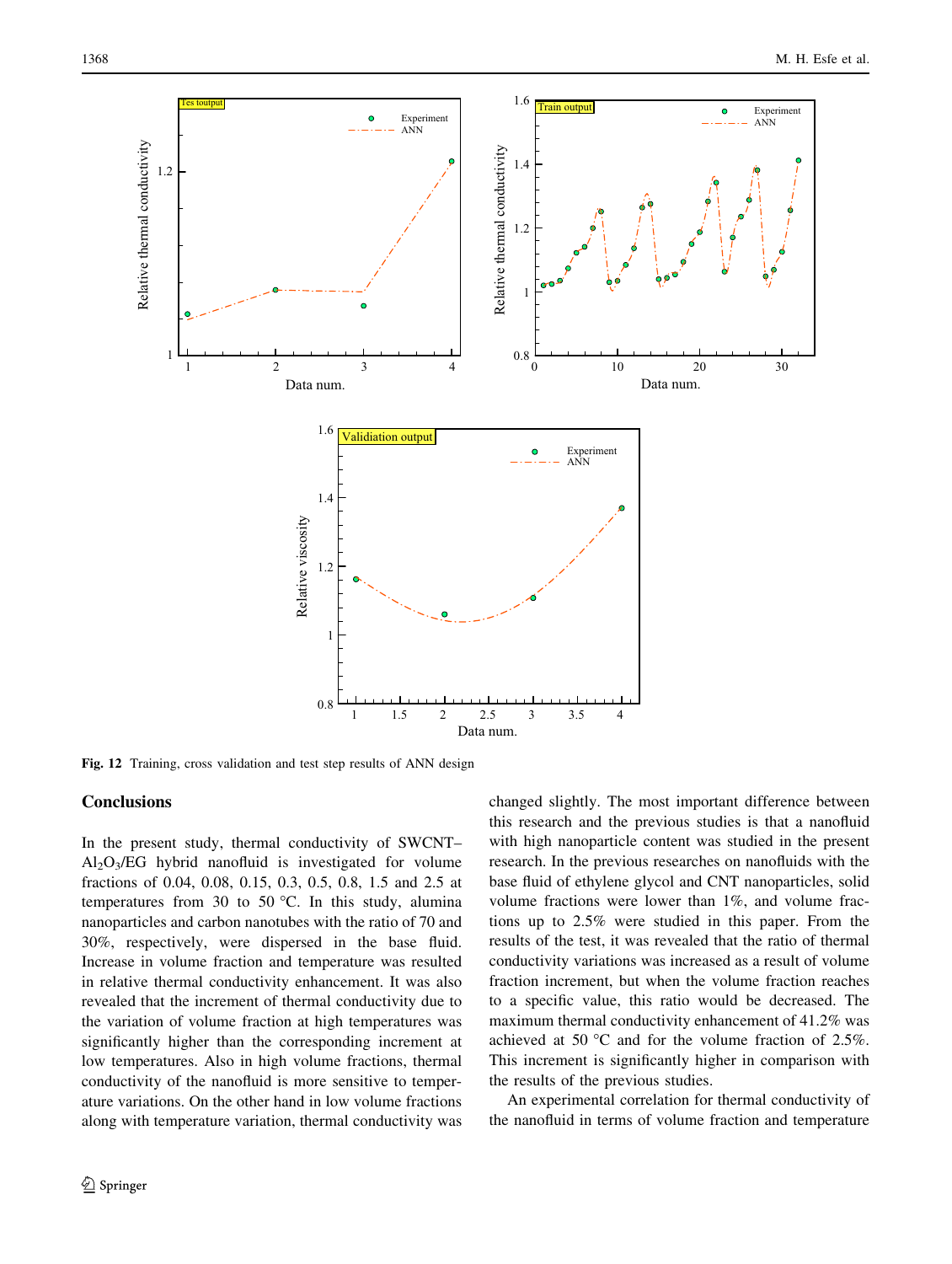Fig. 12 Training, cross validation and test step results of ANN design

## Conclusions

In the present study, thermal conductivity of SWCNT–$Al_2O_3$/EG hybrid nanofluid is investigated for volume fractions of 0.04, 0.08, 0.15, 0.3, 0.5, 0.8, 1.5 and 2.5 at temperatures from 30 to 50 °C. In this study, alumina nanoparticles and carbon nanotubes with the ratio of 70 and 30%, respectively, were dispersed in the base fluid. Increase in volume fraction and temperature was resulted in relative thermal conductivity enhancement. It was also revealed that the increment of thermal conductivity due to the variation of volume fraction at high temperatures was significantly higher than the corresponding increment at low temperatures. Also in high volume fractions, thermal conductivity of the nanofluid is more sensitive to temperature variations. On the other hand in low volume fractions along with temperature variation, thermal conductivity was changed slightly. The most important difference between this research and the previous studies is that a nanofluid with high nanoparticle content was studied in the present research. In the previous researches on nanofluids with the base fluid of ethylene glycol and CNT nanoparticles, solid volume fractions were lower than 1%, and volume fractions up to 2.5% were studied in this paper. From the results of the test, it was revealed that the ratio of thermal conductivity variations was increased as a result of volume fraction increment, but when the volume fraction reaches to a specific value, this ratio would be decreased. The maximum thermal conductivity enhancement of 41.2% was achieved at 50 °C and for the volume fraction of 2.5%. This increment is significantly higher in comparison with the results of the previous studies.

An experimental correlation for thermal conductivity of the nanofluid in terms of volume fraction and temperature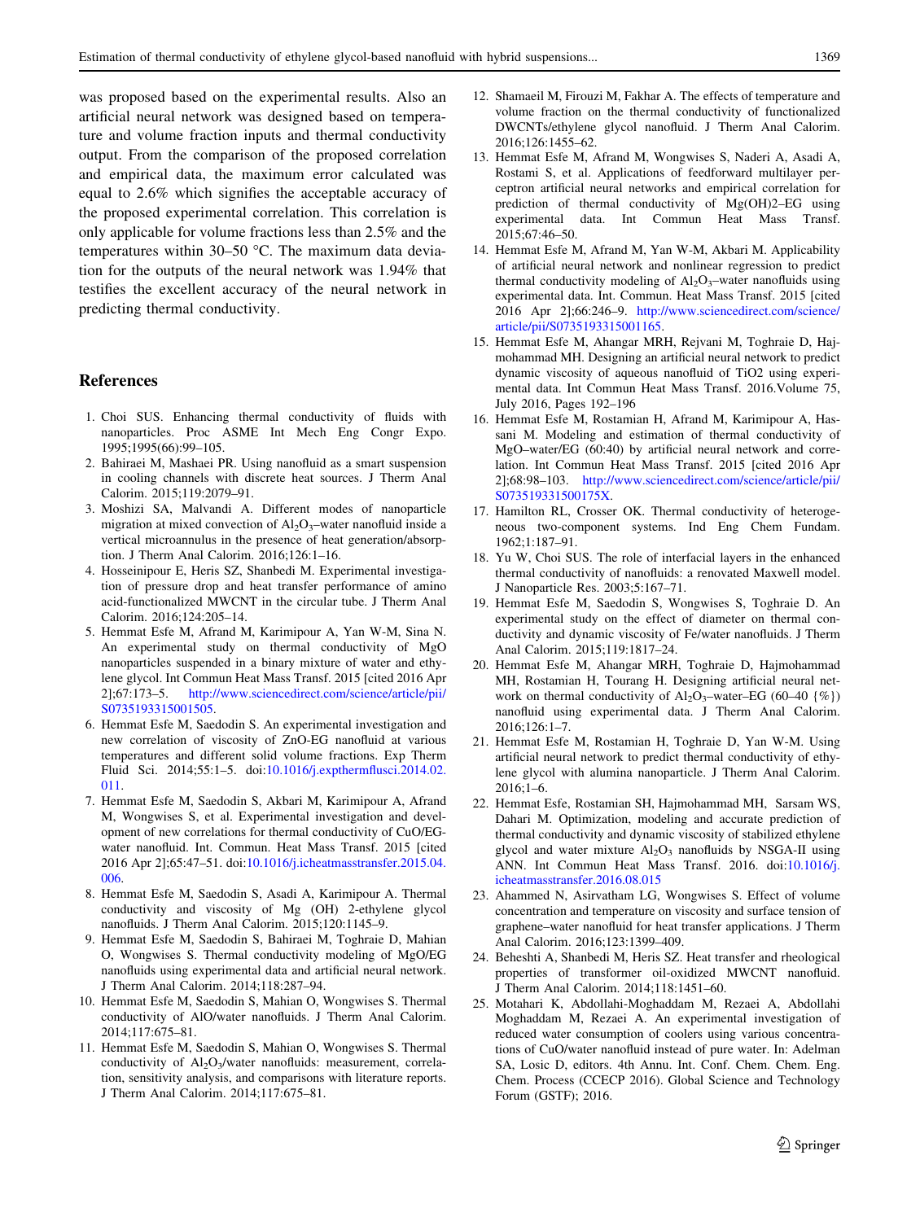was proposed based on the experimental results. Also an artificial neural network was designed based on temperature and volume fraction inputs and thermal conductivity output. From the comparison of the proposed correlation and empirical data, the maximum error calculated was equal to 2.6% which signifies the acceptable accuracy of the proposed experimental correlation. This correlation is only applicable for volume fractions less than 2.5% and the temperatures within 30–50 °C. The maximum data deviation for the outputs of the neural network was 1.94% that testifies the excellent accuracy of the neural network in predicting thermal conductivity.

## References

1. Choi SUS. Enhancing thermal conductivity of fluids with nanoparticles. Proc ASME Int Mech Eng Congr Expo. 1995;1995(66):99–105.
2. Bahiraei M, Mashaei PR. Using nanofluid as a smart suspension in cooling channels with discrete heat sources. J Therm Anal Calorim. 2015;119:2079–91.
3. Moshizi SA, Malvandi A. Different modes of nanoparticle migration at mixed convection of $Al_2O_3$–water nanofluid inside a vertical microannulus in the presence of heat generation/absorption. J Therm Anal Calorim. 2016;126:1–16.
4. Hosseinipour E, Heris SZ, Shanbedi M. Experimental investigation of pressure drop and heat transfer performance of amino acid-functionalized MWCNT in the circular tube. J Therm Anal Calorim. 2016;124:205–14.
5. Hemmat Esfe M, Afrand M, Karimipour A, Yan W-M, Sina N. An experimental study on thermal conductivity of MgO nanoparticles suspended in a binary mixture of water and ethylene glycol. Int Commun Heat Mass Transf. 2015 [cited 2016 Apr 2];67:173–5. http://www.sciencedirect.com/science/article/pii/S0735193315001505.
6. Hemmat Esfe M, Saedodin S. An experimental investigation and new correlation of viscosity of ZnO-EG nanofluid at various temperatures and different solid volume fractions. Exp Therm Fluid Sci. 2014;55:1–5. doi:10.1016/j.expthermflusci.2014.02.011.
7. Hemmat Esfe M, Saedodin S, Akbari M, Karimipour A, Afrand M, Wongwises S, et al. Experimental investigation and development of new correlations for thermal conductivity of CuO/EG-water nanofluid. Int. Commun. Heat Mass Transf. 2015 [cited 2016 Apr 2];65:47–51. doi:10.1016/j.icheatmasstransfer.2015.04.006.
8. Hemmat Esfe M, Saedodin S, Asadi A, Karimipour A. Thermal conductivity and viscosity of Mg (OH) 2-ethylene glycol nanofluids. J Therm Anal Calorim. 2015;120:1145–9.
9. Hemmat Esfe M, Saedodin S, Bahiraei M, Toghraie D, Mahian O, Wongwises S. Thermal conductivity modeling of MgO/EG nanofluids using experimental data and artificial neural network. J Therm Anal Calorim. 2014;118:287–94.
10. Hemmat Esfe M, Saedodin S, Mahian O, Wongwises S. Thermal conductivity of AlO/water nanofluids. J Therm Anal Calorim. 2014;117:675–81.
11. Hemmat Esfe M, Saedodin S, Mahian O, Wongwises S. Thermal conductivity of $Al_2O_3$/water nanofluids: measurement, correlation, sensitivity analysis, and comparisons with literature reports. J Therm Anal Calorim. 2014;117:675–81.
12. Shamaeil M, Firouzi M, Fakhar A. The effects of temperature and volume fraction on the thermal conductivity of functionalized DWCNTs/ethylene glycol nanofluid. J Therm Anal Calorim. 2016;126:1455–62.
13. Hemmat Esfe M, Afrand M, Wongwises S, Naderi A, Asadi A, Rostami S, et al. Applications of feedforward multilayer perceptron artificial neural networks and empirical correlation for prediction of thermal conductivity of Mg(OH)2–EG using experimental data. Int Commun Heat Mass Transf. 2015;67:46–50.
14. Hemmat Esfe M, Afrand M, Yan W-M, Akbari M. Applicability of artificial neural network and nonlinear regression to predict thermal conductivity modeling of $Al_2O_3$–water nanofluids using experimental data. Int. Commun. Heat Mass Transf. 2015 [cited 2016 Apr 2];66:246–9. http://www.sciencedirect.com/science/article/pii/S0735193315001165.
15. Hemmat Esfe M, Ahangar MRH, Rejvani M, Toghraie D, Hajmohammad MH. Designing an artificial neural network to predict dynamic viscosity of aqueous nanofluid of TiO2 using experimental data. Int Commun Heat Mass Transf. 2016.Volume 75, July 2016, Pages 192–196
16. Hemmat Esfe M, Rostamian H, Afrand M, Karimipour A, Hassani M. Modeling and estimation of thermal conductivity of MgO–water/EG (60:40) by artificial neural network and correlation. Int Commun Heat Mass Transf. 2015 [cited 2016 Apr 2];68:98–103. http://www.sciencedirect.com/science/article/pii/S073519331500175X.
17. Hamilton RL, Crosser OK. Thermal conductivity of heterogeneous two-component systems. Ind Eng Chem Fundam. 1962;1:187–91.
18. Yu W, Choi SUS. The role of interfacial layers in the enhanced thermal conductivity of nanofluids: a renovated Maxwell model. J Nanoparticle Res. 2003;5:167–71.
19. Hemmat Esfe M, Saedodin S, Wongwises S, Toghraie D. An experimental study on the effect of diameter on thermal conductivity and dynamic viscosity of Fe/water nanofluids. J Therm Anal Calorim. 2015;119:1817–24.
20. Hemmat Esfe M, Ahangar MRH, Toghraie D, Hajmohammad MH, Rostamian H, Tourang H. Designing artificial neural network on thermal conductivity of $Al_2O_3$–water–EG (60–40 {%}) nanofluid using experimental data. J Therm Anal Calorim. 2016;126:1–7.
21. Hemmat Esfe M, Rostamian H, Toghraie D, Yan W-M. Using artificial neural network to predict thermal conductivity of ethylene glycol with alumina nanoparticle. J Therm Anal Calorim. 2016;1–6.
22. Hemmat Esfe, Rostamian SH, Hajmohammad MH, Sarsam WS, Dahari M. Optimization, modeling and accurate prediction of thermal conductivity and dynamic viscosity of stabilized ethylene glycol and water mixture $Al_2O_3$ nanofluids by NSGA-II using ANN. Int Commun Heat Mass Transf. 2016. doi:10.1016/j.icheatmasstransfer.2016.08.015
23. Ahammed N, Asirvatham LG, Wongwises S. Effect of volume concentration and temperature on viscosity and surface tension of graphene–water nanofluid for heat transfer applications. J Therm Anal Calorim. 2016;123:1399–409.
24. Beheshti A, Shanbedi M, Heris SZ. Heat transfer and rheological properties of transformer oil-oxidized MWCNT nanofluid. J Therm Anal Calorim. 2014;118:1451–60.
25. Motahari K, Abdollahi-Moghaddam M, Rezaei A, Abdollahi Moghaddam M, Rezaei A. An experimental investigation of reduced water consumption of coolers using various concentrations of CuO/water nanofluid instead of pure water. In: Adelman SA, Losic D, editors. 4th Annu. Int. Conf. Chem. Chem. Eng. Chem. Process (CCECP 2016). Global Science and Technology Forum (GSTF); 2016.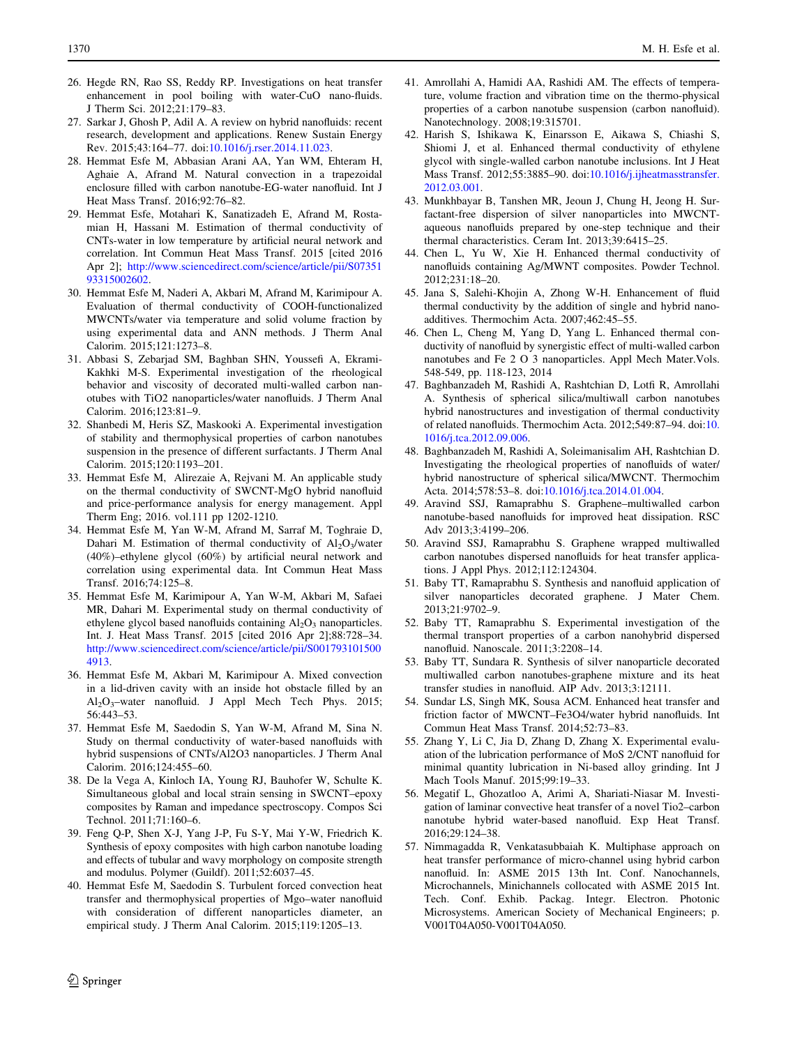26. Hegde RN, Rao SS, Reddy RP. Investigations on heat transfer enhancement in pool boiling with water-CuO nano-fluids. J Therm Sci. 2012;21:179–83.
27. Sarkar J, Ghosh P, Adil A. A review on hybrid nanofluids: recent research, development and applications. Renew Sustain Energy Rev. 2015;43:164–77. doi:10.1016/j.rser.2014.11.023.
28. Hemmat Esfe M, Abbasian Arani AA, Yan WM, Ehteram H, Aghaie A, Afrand M. Natural convection in a trapezoidal enclosure filled with carbon nanotube-EG-water nanofluid. Int J Heat Mass Transf. 2016;92:76–82.
29. Hemmat Esfe, Motahari K, Sanatizadeh E, Afrand M, Rostamian H, Hassani M. Estimation of thermal conductivity of CNTs-water in low temperature by artificial neural network and correlation. Int Commun Heat Mass Transf. 2015 [cited 2016 Apr 2]; http://www.sciencedirect.com/science/article/pii/S0735193315002602.
30. Hemmat Esfe M, Naderi A, Akbari M, Afrand M, Karimipour A. Evaluation of thermal conductivity of COOH-functionalized MWCNTs/water via temperature and solid volume fraction by using experimental data and ANN methods. J Therm Anal Calorim. 2015;121:1273–8.
31. Abbasi S, Zebarjad SM, Baghban SHN, Youssefi A, Ekrami-Kakhki M-S. Experimental investigation of the rheological behavior and viscosity of decorated multi-walled carbon nanotubes with TiO2 nanoparticles/water nanofluids. J Therm Anal Calorim. 2016;123:81–9.
32. Shanbedi M, Heris SZ, Maskooki A. Experimental investigation of stability and thermophysical properties of carbon nanotubes suspension in the presence of different surfactants. J Therm Anal Calorim. 2015;120:1193–201.
33. Hemmat Esfe M, Alirezaie A, Rejvani M. An applicable study on the thermal conductivity of SWCNT-MgO hybrid nanofluid and price-performance analysis for energy management. Appl Therm Eng; 2016. vol.111 pp 1202-1210.
34. Hemmat Esfe M, Yan W-M, Afrand M, Sarraf M, Toghraie D, Dahari M. Estimation of thermal conductivity of $Al_2O_3$/water (40%)–ethylene glycol (60%) by artificial neural network and correlation using experimental data. Int Commun Heat Mass Transf. 2016;74:125–8.
35. Hemmat Esfe M, Karimipour A, Yan W-M, Akbari M, Safaei MR, Dahari M. Experimental study on thermal conductivity of ethylene glycol based nanofluids containing $Al_2O_3$ nanoparticles. Int. J. Heat Mass Transf. 2015 [cited 2016 Apr 2];88:728–34. http://www.sciencedirect.com/science/article/pii/S0017931015004913.
36. Hemmat Esfe M, Akbari M, Karimipour A. Mixed convection in a lid-driven cavity with an inside hot obstacle filled by an $Al_2O_3$–water nanofluid. J Appl Mech Tech Phys. 2015; 56:443–53.
37. Hemmat Esfe M, Saedodin S, Yan W-M, Afrand M, Sina N. Study on thermal conductivity of water-based nanofluids with hybrid suspensions of CNTs/Al2O3 nanoparticles. J Therm Anal Calorim. 2016;124:455–60.
38. De la Vega A, Kinloch IA, Young RJ, Bauhofer W, Schulte K. Simultaneous global and local strain sensing in SWCNT–epoxy composites by Raman and impedance spectroscopy. Compos Sci Technol. 2011;71:160–6.
39. Feng Q-P, Shen X-J, Yang J-P, Fu S-Y, Mai Y-W, Friedrich K. Synthesis of epoxy composites with high carbon nanotube loading and effects of tubular and wavy morphology on composite strength and modulus. Polymer (Guildf). 2011;52:6037–45.
40. Hemmat Esfe M, Saedodin S. Turbulent forced convection heat transfer and thermophysical properties of Mgo–water nanofluid with consideration of different nanoparticles diameter, an empirical study. J Therm Anal Calorim. 2015;119:1205–13.
41. Amrollahi A, Hamidi AA, Rashidi AM. The effects of temperature, volume fraction and vibration time on the thermo-physical properties of a carbon nanotube suspension (carbon nanofluid). Nanotechnology. 2008;19:315701.
42. Harish S, Ishikawa K, Einarsson E, Aikawa S, Chiashi S, Shiomi J, et al. Enhanced thermal conductivity of ethylene glycol with single-walled carbon nanotube inclusions. Int J Heat Mass Transf. 2012;55:3885–90. doi:10.1016/j.ijheatmasstransfer.2012.03.001.
43. Munkhbayar B, Tanshen MR, Jeoun J, Chung H, Jeong H. Surfactant-free dispersion of silver nanoparticles into MWCNT-aqueous nanofluids prepared by one-step technique and their thermal characteristics. Ceram Int. 2013;39:6415–25.
44. Chen L, Yu W, Xie H. Enhanced thermal conductivity of nanofluids containing Ag/MWNT composites. Powder Technol. 2012;231:18–20.
45. Jana S, Salehi-Khojin A, Zhong W-H. Enhancement of fluid thermal conductivity by the addition of single and hybrid nano-additives. Thermochim Acta. 2007;462:45–55.
46. Chen L, Cheng M, Yang D, Yang L. Enhanced thermal conductivity of nanofluid by synergistic effect of multi-walled carbon nanotubes and Fe 2 O 3 nanoparticles. Appl Mech Mater.Vols. 548-549, pp. 118-123, 2014
47. Baghbanzadeh M, Rashidi A, Rashtchian D, Lotfi R, Amrollahi A. Synthesis of spherical silica/multiwall carbon nanotubes hybrid nanostructures and investigation of thermal conductivity of related nanofluids. Thermochim Acta. 2012;549:87–94. doi:10.1016/j.tca.2012.09.006.
48. Baghbanzadeh M, Rashidi A, Soleimanisalim AH, Rashtchian D. Investigating the rheological properties of nanofluids of water/hybrid nanostructure of spherical silica/MWCNT. Thermochim Acta. 2014;578:53–8. doi:10.1016/j.tca.2014.01.004.
49. Aravind SSJ, Ramaprabhu S. Graphene–multiwalled carbon nanotube-based nanofluids for improved heat dissipation. RSC Adv 2013;3:4199–206.
50. Aravind SSJ, Ramaprabhu S. Graphene wrapped multiwalled carbon nanotubes dispersed nanofluids for heat transfer applications. J Appl Phys. 2012;112:124304.
51. Baby TT, Ramaprabhu S. Synthesis and nanofluid application of silver nanoparticles decorated graphene. J Mater Chem. 2013;21:9702–9.
52. Baby TT, Ramaprabhu S. Experimental investigation of the thermal transport properties of a carbon nanohybrid dispersed nanofluid. Nanoscale. 2011;3:2208–14.
53. Baby TT, Sundara R. Synthesis of silver nanoparticle decorated multiwalled carbon nanotubes-graphene mixture and its heat transfer studies in nanofluid. AIP Adv. 2013;3:12111.
54. Sundar LS, Singh MK, Sousa ACM. Enhanced heat transfer and friction factor of MWCNT–Fe3O4/water hybrid nanofluids. Int Commun Heat Mass Transf. 2014;52:73–83.
55. Zhang Y, Li C, Jia D, Zhang D, Zhang X. Experimental evaluation of the lubrication performance of MoS 2/CNT nanofluid for minimal quantity lubrication in Ni-based alloy grinding. Int J Mach Tools Manuf. 2015;99:19–33.
56. Megatif L, Ghozatloo A, Arimi A, Shariati-Niasar M. Investigation of laminar convective heat transfer of a novel Tio2–carbon nanotube hybrid water-based nanofluid. Exp Heat Transf. 2016;29:124–38.
57. Nimmagadda R, Venkatasubbaiah K. Multiphase approach on heat transfer performance of micro-channel using hybrid carbon nanofluid. In: ASME 2015 13th Int. Conf. Nanochannels, Microchannels, Minichannels collocated with ASME 2015 Int. Tech. Conf. Exhib. Packag. Integr. Electron. Photonic Microsystems. American Society of Mechanical Engineers; p. V001T04A050-V001T04A050.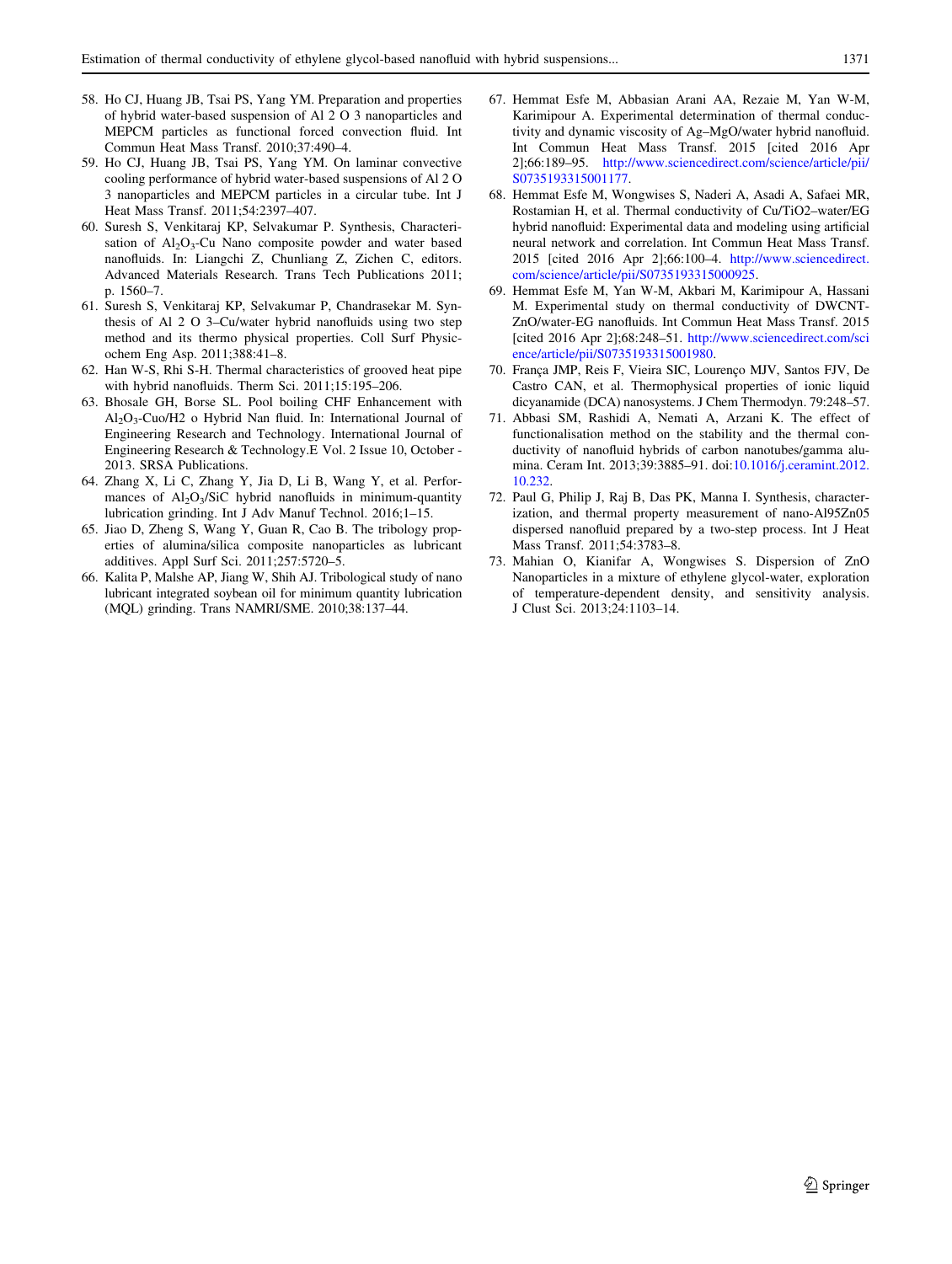58. Ho CJ, Huang JB, Tsai PS, Yang YM. Preparation and properties of hybrid water-based suspension of Al 2 O 3 nanoparticles and MEPCM particles as functional forced convection fluid. Int Commun Heat Mass Transf. 2010;37:490–4.
59. Ho CJ, Huang JB, Tsai PS, Yang YM. On laminar convective cooling performance of hybrid water-based suspensions of Al 2 O 3 nanoparticles and MEPCM particles in a circular tube. Int J Heat Mass Transf. 2011;54:2397–407.
60. Suresh S, Venkitaraj KP, Selvakumar P. Synthesis, Characterisation of $Al_2O_3$-Cu Nano composite powder and water based nanofluids. In: Liangchi Z, Chunliang Z, Zichen C, editors. Advanced Materials Research. Trans Tech Publications 2011; p. 1560–7.
61. Suresh S, Venkitaraj KP, Selvakumar P, Chandrasekar M. Synthesis of Al 2 O 3–Cu/water hybrid nanofluids using two step method and its thermo physical properties. Coll Surf Physicochem Eng Asp. 2011;388:41–8.
62. Han W-S, Rhi S-H. Thermal characteristics of grooved heat pipe with hybrid nanofluids. Therm Sci. 2011;15:195–206.
63. Bhosale GH, Borse SL. Pool boiling CHF Enhancement with $Al_2O_3$-Cuo/H2 o Hybrid Nan fluid. In: International Journal of Engineering Research and Technology. International Journal of Engineering Research & Technology.E Vol. 2 Issue 10, October - 2013. SRSA Publications.
64. Zhang X, Li C, Zhang Y, Jia D, Li B, Wang Y, et al. Performances of $Al_2O_3$/SiC hybrid nanofluids in minimum-quantity lubrication grinding. Int J Adv Manuf Technol. 2016;1–15.
65. Jiao D, Zheng S, Wang Y, Guan R, Cao B. The tribology properties of alumina/silica composite nanoparticles as lubricant additives. Appl Surf Sci. 2011;257:5720–5.
66. Kalita P, Malshe AP, Jiang W, Shih AJ. Tribological study of nano lubricant integrated soybean oil for minimum quantity lubrication (MQL) grinding. Trans NAMRI/SME. 2010;38:137–44.
67. Hemmat Esfe M, Abbasian Arani AA, Rezaie M, Yan W-M, Karimipour A. Experimental determination of thermal conductivity and dynamic viscosity of Ag–MgO/water hybrid nanofluid. Int Commun Heat Mass Transf. 2015 [cited 2016 Apr 2];66:189–95. http://www.sciencedirect.com/science/article/pii/S0735193315001177.
68. Hemmat Esfe M, Wongwises S, Naderi A, Asadi A, Safaei MR, Rostamian H, et al. Thermal conductivity of Cu/TiO2–water/EG hybrid nanofluid: Experimental data and modeling using artificial neural network and correlation. Int Commun Heat Mass Transf. 2015 [cited 2016 Apr 2];66:100–4. http://www.sciencedirect.com/science/article/pii/S0735193315000925.
69. Hemmat Esfe M, Yan W-M, Akbari M, Karimipour A, Hassani M. Experimental study on thermal conductivity of DWCNT-ZnO/water-EG nanofluids. Int Commun Heat Mass Transf. 2015 [cited 2016 Apr 2];68:248–51. http://www.sciencedirect.com/science/article/pii/S0735193315001980.
70. França JMP, Reis F, Vieira SIC, Lourenço MJV, Santos FJV, De Castro CAN, et al. Thermophysical properties of ionic liquid dicyanamide (DCA) nanosystems. J Chem Thermodyn. 79:248–57.
71. Abbasi SM, Rashidi A, Nemati A, Arzani K. The effect of functionalisation method on the stability and the thermal conductivity of nanofluid hybrids of carbon nanotubes/gamma alumina. Ceram Int. 2013;39:3885–91. doi:10.1016/j.ceramint.2012.10.232.
72. Paul G, Philip J, Raj B, Das PK, Manna I. Synthesis, characterization, and thermal property measurement of nano-Al95Zn05 dispersed nanofluid prepared by a two-step process. Int J Heat Mass Transf. 2011;54:3783–8.
73. Mahian O, Kianifar A, Wongwises S. Dispersion of ZnO Nanoparticles in a mixture of ethylene glycol-water, exploration of temperature-dependent density, and sensitivity analysis. J Clust Sci. 2013;24:1103–14.